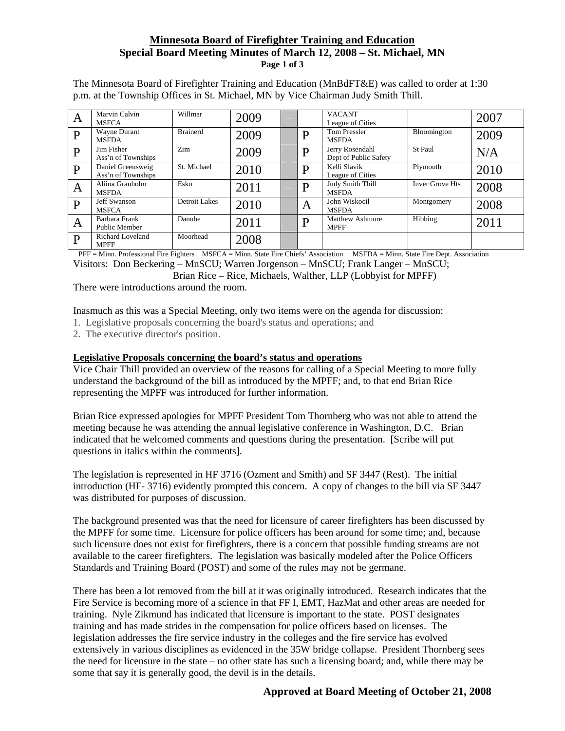# Minnesota Board of Firefighter Training and Education
## Special Board Meeting Minutes of March 12, 2008 – St. Michael, MN

The Minnesota Board of Firefighter Training and Education (MnBdFT&E) was called to order at 1:30 p.m. at the Township Offices in St. Michael, MN by Vice Chairman Judy Smith Thill.

| | | | | | | | | |
|---|---|---|---|---|---|---|---|---|
| A | Marvin Calvin MSFCA | Willmar | 2009 | | | VACANT League of Cities | | 2007 |
| P | Wayne Durant MSFDA | Brainerd | 2009 | | P | Tom Pressler MSFDA | Bloomington | 2009 |
| P | Jim Fisher Ass'n of Townships | Zim | 2009 | | P | Jerry Rosendahl Dept of Public Safety | St Paul | N/A |
| P | Daniel Greensweig Ass'n of Townships | St. Michael | 2010 | | P | Kelli Slavik League of Cities | Plymouth | 2010 |
| A | Aliina Granholm MSFDA | Esko | 2011 | | P | Judy Smith Thill MSFDA | Inver Grove Hts | 2008 |
| P | Jeff Swanson MSFCA | Detroit Lakes | 2010 | | A | John Wiskocil MSFDA | Montgomery | 2008 |
| A | Barbara Frank Public Member | Danube | 2011 | | P | Matthew Ashmore MPFF | Hibbing | 2011 |
| P | Richard Loveland MPFF | Moorhead | 2008 | | | | | |

PFF = Minn. Professional Fire Fighters MSFCA = Minn. State Fire Chiefs' Association MSFDA = Minn. State Fire Dept. Association

Visitors: Don Beckering – MnSCU; Warren Jorgenson – MnSCU; Frank Langer – MnSCU; Brian Rice – Rice, Michaels, Walther, LLP (Lobbyist for MPFF)

There were introductions around the room.

Inasmuch as this was a Special Meeting, only two items were on the agenda for discussion:

1. Legislative proposals concerning the board's status and operations; and
2. The executive director's position.

**Legislative Proposals concerning the board's status and operations**

Vice Chair Thill provided an overview of the reasons for calling of a Special Meeting to more fully understand the background of the bill as introduced by the MPFF; and, to that end Brian Rice representing the MPFF was introduced for further information.

Brian Rice expressed apologies for MPFF President Tom Thornberg who was not able to attend the meeting because he was attending the annual legislative conference in Washington, D.C. Brian indicated that he welcomed comments and questions during the presentation. [Scribe will put questions in italics within the comments].

The legislation is represented in HF 3716 (Ozment and Smith) and SF 3447 (Rest). The initial introduction (HF- 3716) evidently prompted this concern. A copy of changes to the bill via SF 3447 was distributed for purposes of discussion.

The background presented was that the need for licensure of career firefighters has been discussed by the MPFF for some time. Licensure for police officers has been around for some time; and, because such licensure does not exist for firefighters, there is a concern that possible funding streams are not available to the career firefighters. The legislation was basically modeled after the Police Officers Standards and Training Board (POST) and some of the rules may not be germane.

There has been a lot removed from the bill at it was originally introduced. Research indicates that the Fire Service is becoming more of a science in that FF I, EMT, HazMat and other areas are needed for training. Nyle Zikmund has indicated that licensure is important to the state. POST designates training and has made strides in the compensation for police officers based on licenses. The legislation addresses the fire service industry in the colleges and the fire service has evolved extensively in various disciplines as evidenced in the 35W bridge collapse. President Thornberg sees the need for licensure in the state – no other state has such a licensing board; and, while there may be some that say it is generally good, the devil is in the details.

**Approved at Board Meeting of October 21, 2008**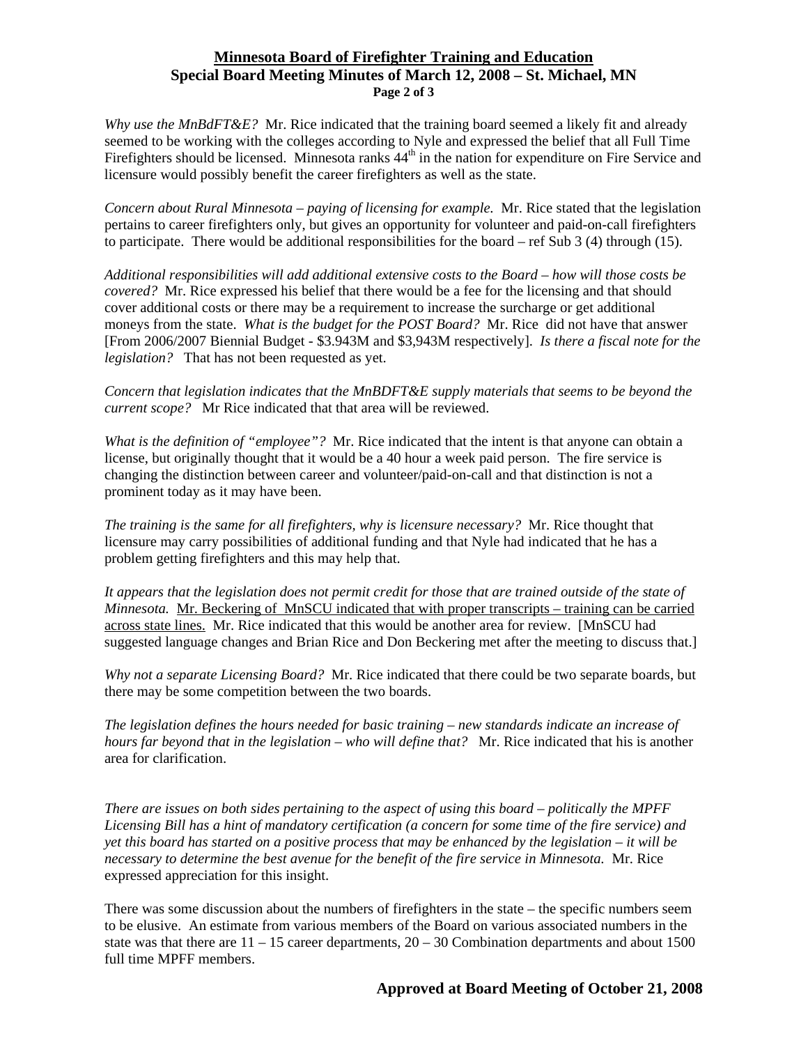*Why use the MnBdFT&E?* Mr. Rice indicated that the training board seemed a likely fit and already seemed to be working with the colleges according to Nyle and expressed the belief that all Full Time Firefighters should be licensed. Minnesota ranks 44th in the nation for expenditure on Fire Service and licensure would possibly benefit the career firefighters as well as the state.

*Concern about Rural Minnesota – paying of licensing for example.* Mr. Rice stated that the legislation pertains to career firefighters only, but gives an opportunity for volunteer and paid-on-call firefighters to participate. There would be additional responsibilities for the board – ref Sub 3 (4) through (15).

*Additional responsibilities will add additional extensive costs to the Board – how will those costs be covered?* Mr. Rice expressed his belief that there would be a fee for the licensing and that should cover additional costs or there may be a requirement to increase the surcharge or get additional moneys from the state. *What is the budget for the POST Board?* Mr. Rice did not have that answer [From 2006/2007 Biennial Budget - $3.943M and $3,943M respectively]. *Is there a fiscal note for the legislation?* That has not been requested as yet.

*Concern that legislation indicates that the MnBDFT&E supply materials that seems to be beyond the current scope?* Mr Rice indicated that that area will be reviewed.

*What is the definition of "employee"?* Mr. Rice indicated that the intent is that anyone can obtain a license, but originally thought that it would be a 40 hour a week paid person. The fire service is changing the distinction between career and volunteer/paid-on-call and that distinction is not a prominent today as it may have been.

*The training is the same for all firefighters, why is licensure necessary?* Mr. Rice thought that licensure may carry possibilities of additional funding and that Nyle had indicated that he has a problem getting firefighters and this may help that.

*It appears that the legislation does not permit credit for those that are trained outside of the state of Minnesota.* <u>Mr. Beckering of MnSCU indicated that with proper transcripts – training can be carried across state lines.</u> Mr. Rice indicated that this would be another area for review. [MnSCU had suggested language changes and Brian Rice and Don Beckering met after the meeting to discuss that.]

*Why not a separate Licensing Board?* Mr. Rice indicated that there could be two separate boards, but there may be some competition between the two boards.

*The legislation defines the hours needed for basic training – new standards indicate an increase of hours far beyond that in the legislation – who will define that?* Mr. Rice indicated that his is another area for clarification.

*There are issues on both sides pertaining to the aspect of using this board – politically the MPFF Licensing Bill has a hint of mandatory certification (a concern for some time of the fire service) and yet this board has started on a positive process that may be enhanced by the legislation – it will be necessary to determine the best avenue for the benefit of the fire service in Minnesota.* Mr. Rice expressed appreciation for this insight.

There was some discussion about the numbers of firefighters in the state – the specific numbers seem to be elusive. An estimate from various members of the Board on various associated numbers in the state was that there are 11 – 15 career departments, 20 – 30 Combination departments and about 1500 full time MPFF members.

**Approved at Board Meeting of October 21, 2008**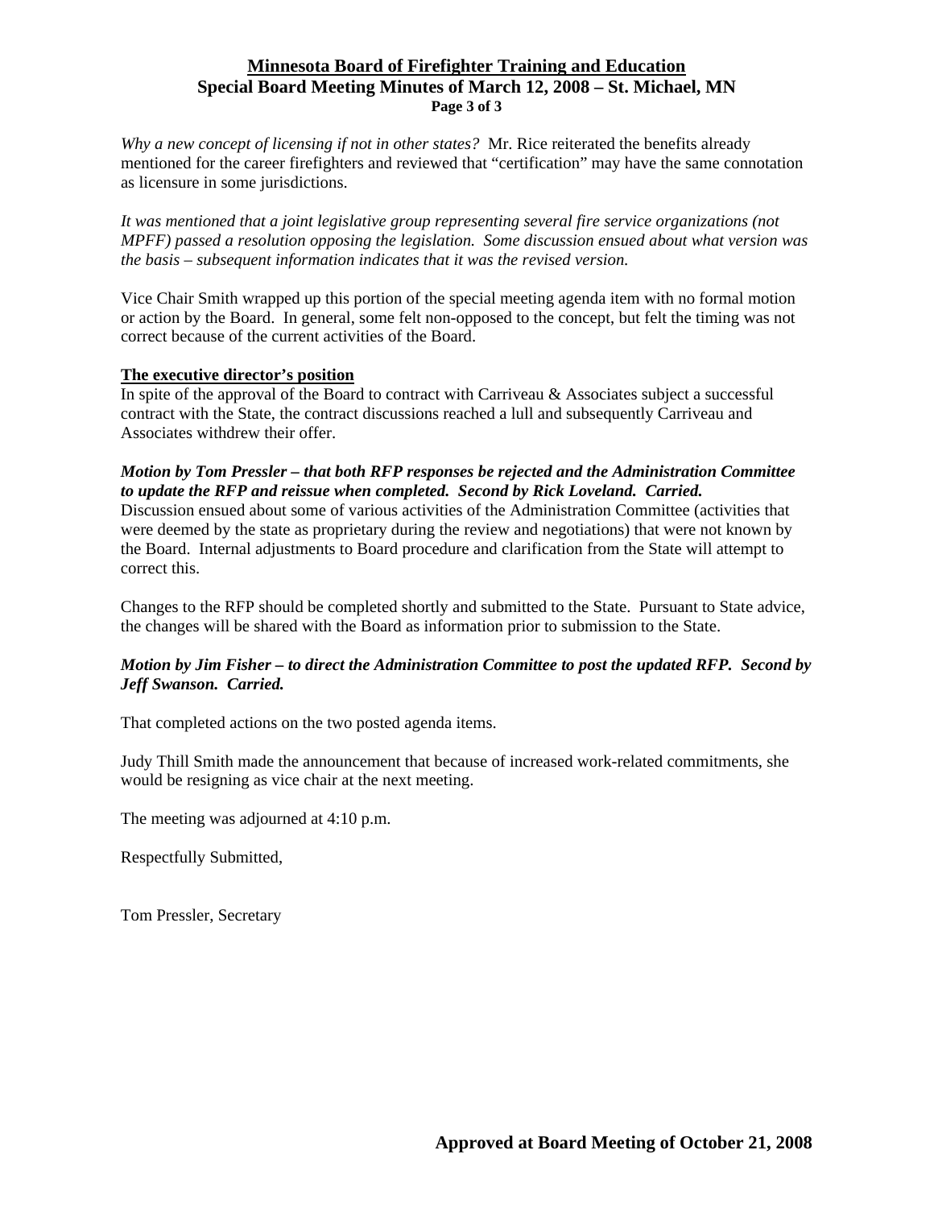*Why a new concept of licensing if not in other states?* Mr. Rice reiterated the benefits already mentioned for the career firefighters and reviewed that "certification" may have the same connotation as licensure in some jurisdictions.

*It was mentioned that a joint legislative group representing several fire service organizations (not MPFF) passed a resolution opposing the legislation. Some discussion ensued about what version was the basis – subsequent information indicates that it was the revised version.*

Vice Chair Smith wrapped up this portion of the special meeting agenda item with no formal motion or action by the Board. In general, some felt non-opposed to the concept, but felt the timing was not correct because of the current activities of the Board.

**The executive director's position**

In spite of the approval of the Board to contract with Carriveau & Associates subject a successful contract with the State, the contract discussions reached a lull and subsequently Carriveau and Associates withdrew their offer.

***Motion by Tom Pressler – that both RFP responses be rejected and the Administration Committee to update the RFP and reissue when completed. Second by Rick Loveland. Carried.***

Discussion ensued about some of various activities of the Administration Committee (activities that were deemed by the state as proprietary during the review and negotiations) that were not known by the Board. Internal adjustments to Board procedure and clarification from the State will attempt to correct this.

Changes to the RFP should be completed shortly and submitted to the State. Pursuant to State advice, the changes will be shared with the Board as information prior to submission to the State.

***Motion by Jim Fisher – to direct the Administration Committee to post the updated RFP. Second by Jeff Swanson. Carried.***

That completed actions on the two posted agenda items.

Judy Thill Smith made the announcement that because of increased work-related commitments, she would be resigning as vice chair at the next meeting.

The meeting was adjourned at 4:10 p.m.

Respectfully Submitted,

Tom Pressler, Secretary

**Approved at Board Meeting of October 21, 2008**